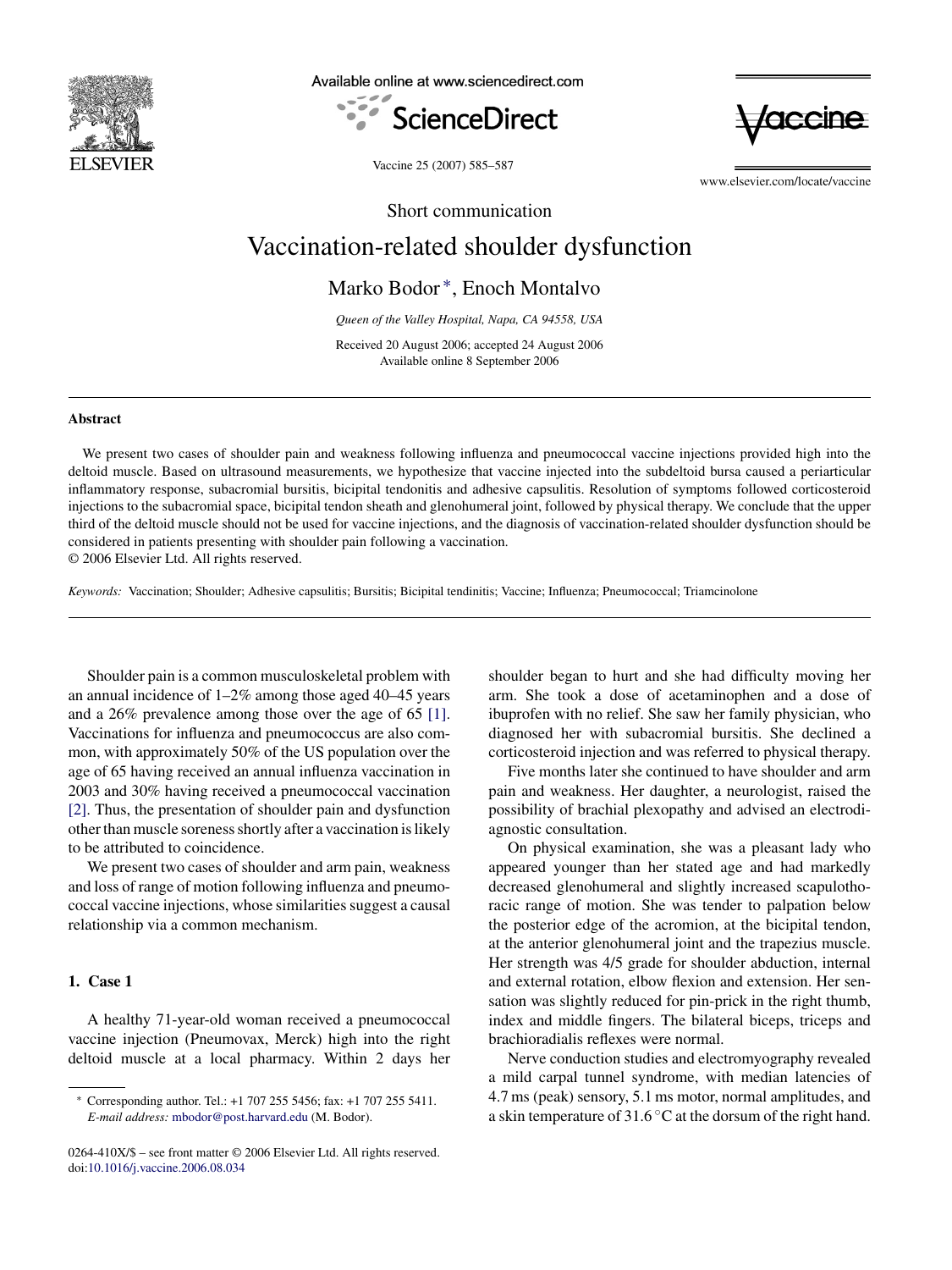Short communication

# Vaccination-related shoulder dysfunction

Marko Bodor*, Enoch Montalvo

*Queen of the Valley Hospital, Napa, CA 94558, USA*

Received 20 August 2006; accepted 24 August 2006
Available online 8 September 2006

## Abstract

We present two cases of shoulder pain and weakness following influenza and pneumococcal vaccine injections provided high into the deltoid muscle. Based on ultrasound measurements, we hypothesize that vaccine injected into the subdeltoid bursa caused a periarticular inflammatory response, subacromial bursitis, bicipital tendonitis and adhesive capsulitis. Resolution of symptoms followed corticosteroid injections to the subacromial space, bicipital tendon sheath and glenohumeral joint, followed by physical therapy. We conclude that the upper third of the deltoid muscle should not be used for vaccine injections, and the diagnosis of vaccination-related shoulder dysfunction should be considered in patients presenting with shoulder pain following a vaccination.
© 2006 Elsevier Ltd. All rights reserved.

*Keywords:* Vaccination; Shoulder; Adhesive capsulitis; Bursitis; Bicipital tendinitis; Vaccine; Influenza; Pneumococcal; Triamcinolone

Shoulder pain is a common musculoskeletal problem with an annual incidence of 1–2% among those aged 40–45 years and a 26% prevalence among those over the age of 65 [1]. Vaccinations for influenza and pneumococcus are also common, with approximately 50% of the US population over the age of 65 having received an annual influenza vaccination in 2003 and 30% having received a pneumococcal vaccination [2]. Thus, the presentation of shoulder pain and dysfunction other than muscle soreness shortly after a vaccination is likely to be attributed to coincidence.

We present two cases of shoulder and arm pain, weakness and loss of range of motion following influenza and pneumococcal vaccine injections, whose similarities suggest a causal relationship via a common mechanism.

## 1. Case 1

A healthy 71-year-old woman received a pneumococcal vaccine injection (Pneumovax, Merck) high into the right deltoid muscle at a local pharmacy. Within 2 days her shoulder began to hurt and she had difficulty moving her arm. She took a dose of acetaminophen and a dose of ibuprofen with no relief. She saw her family physician, who diagnosed her with subacromial bursitis. She declined a corticosteroid injection and was referred to physical therapy.

Five months later she continued to have shoulder and arm pain and weakness. Her daughter, a neurologist, raised the possibility of brachial plexopathy and advised an electrodiagnostic consultation.

On physical examination, she was a pleasant lady who appeared younger than her stated age and had markedly decreased glenohumeral and slightly increased scapulothoracic range of motion. She was tender to palpation below the posterior edge of the acromion, at the bicipital tendon, at the anterior glenohumeral joint and the trapezius muscle. Her strength was 4/5 grade for shoulder abduction, internal and external rotation, elbow flexion and extension. Her sensation was slightly reduced for pin-prick in the right thumb, index and middle fingers. The bilateral biceps, triceps and brachioradialis reflexes were normal.

Nerve conduction studies and electromyography revealed a mild carpal tunnel syndrome, with median latencies of 4.7 ms (peak) sensory, 5.1 ms motor, normal amplitudes, and a skin temperature of 31.6 °C at the dorsum of the right hand.

* Corresponding author. Tel.: +1 707 255 5456; fax: +1 707 255 5411.
*E-mail address:* mbodor@post.harvard.edu (M. Bodor).

0264-410X/$ – see front matter © 2006 Elsevier Ltd. All rights reserved.
doi:10.1016/j.vaccine.2006.08.034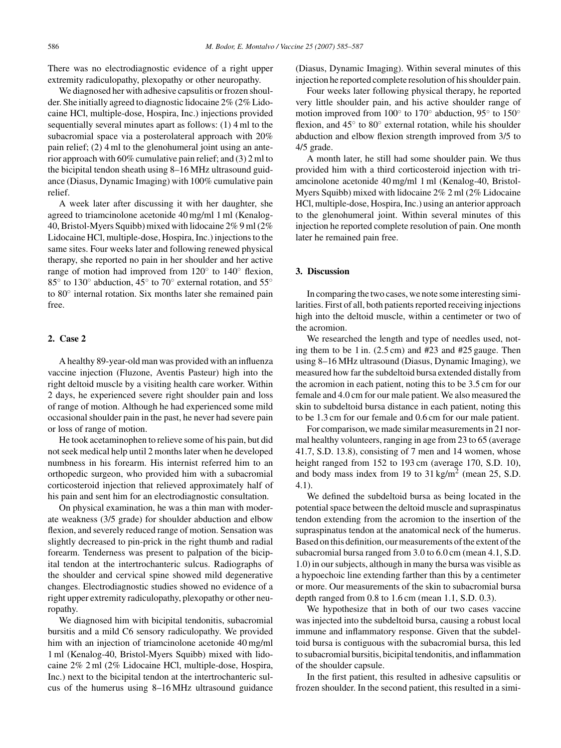There was no electrodiagnostic evidence of a right upper extremity radiculopathy, plexopathy or other neuropathy.

We diagnosed her with adhesive capsulitis or frozen shoulder. She initially agreed to diagnostic lidocaine 2% (2% Lidocaine HCl, multiple-dose, Hospira, Inc.) injections provided sequentially several minutes apart as follows: (1) 4 ml to the subacromial space via a posterolateral approach with 20% pain relief; (2) 4 ml to the glenohumeral joint using an anterior approach with 60% cumulative pain relief; and (3) 2 ml to the bicipital tendon sheath using 8–16 MHz ultrasound guidance (Diasus, Dynamic Imaging) with 100% cumulative pain relief.

A week later after discussing it with her daughter, she agreed to triamcinolone acetonide 40 mg/ml 1 ml (Kenalog-40, Bristol-Myers Squibb) mixed with lidocaine 2% 9 ml (2% Lidocaine HCl, multiple-dose, Hospira, Inc.) injections to the same sites. Four weeks later and following renewed physical therapy, she reported no pain in her shoulder and her active range of motion had improved from 120° to 140° flexion, 85° to 130° abduction, 45° to 70° external rotation, and 55° to 80° internal rotation. Six months later she remained pain free.

## 2. Case 2

A healthy 89-year-old man was provided with an influenza vaccine injection (Fluzone, Aventis Pasteur) high into the right deltoid muscle by a visiting health care worker. Within 2 days, he experienced severe right shoulder pain and loss of range of motion. Although he had experienced some mild occasional shoulder pain in the past, he never had severe pain or loss of range of motion.

He took acetaminophen to relieve some of his pain, but did not seek medical help until 2 months later when he developed numbness in his forearm. His internist referred him to an orthopedic surgeon, who provided him with a subacromial corticosteroid injection that relieved approximately half of his pain and sent him for an electrodiagnostic consultation.

On physical examination, he was a thin man with moderate weakness (3/5 grade) for shoulder abduction and elbow flexion, and severely reduced range of motion. Sensation was slightly decreased to pin-prick in the right thumb and radial forearm. Tenderness was present to palpation of the bicipital tendon at the intertrochanteric sulcus. Radiographs of the shoulder and cervical spine showed mild degenerative changes. Electrodiagnostic studies showed no evidence of a right upper extremity radiculopathy, plexopathy or other neuropathy.

We diagnosed him with bicipital tendonitis, subacromial bursitis and a mild C6 sensory radiculopathy. We provided him with an injection of triamcinolone acetonide 40 mg/ml 1 ml (Kenalog-40, Bristol-Myers Squibb) mixed with lidocaine 2% 2 ml (2% Lidocaine HCl, multiple-dose, Hospira, Inc.) next to the bicipital tendon at the intertrochanteric sulcus of the humerus using 8–16 MHz ultrasound guidance (Diasus, Dynamic Imaging). Within several minutes of this injection he reported complete resolution of his shoulder pain.

Four weeks later following physical therapy, he reported very little shoulder pain, and his active shoulder range of motion improved from 100° to 170° abduction, 95° to 150° flexion, and 45° to 80° external rotation, while his shoulder abduction and elbow flexion strength improved from 3/5 to 4/5 grade.

A month later, he still had some shoulder pain. We thus provided him with a third corticosteroid injection with triamcinolone acetonide 40 mg/ml 1 ml (Kenalog-40, Bristol-Myers Squibb) mixed with lidocaine 2% 2 ml (2% Lidocaine HCl, multiple-dose, Hospira, Inc.) using an anterior approach to the glenohumeral joint. Within several minutes of this injection he reported complete resolution of pain. One month later he remained pain free.

## 3. Discussion

In comparing the two cases, we note some interesting similarities. First of all, both patients reported receiving injections high into the deltoid muscle, within a centimeter or two of the acromion.

We researched the length and type of needles used, noting them to be 1 in. (2.5 cm) and #23 and #25 gauge. Then using 8–16 MHz ultrasound (Diasus, Dynamic Imaging), we measured how far the subdeltoid bursa extended distally from the acromion in each patient, noting this to be 3.5 cm for our female and 4.0 cm for our male patient. We also measured the skin to subdeltoid bursa distance in each patient, noting this to be 1.3 cm for our female and 0.6 cm for our male patient.

For comparison, we made similar measurements in 21 normal healthy volunteers, ranging in age from 23 to 65 (average 41.7, S.D. 13.8), consisting of 7 men and 14 women, whose height ranged from 152 to 193 cm (average 170, S.D. 10), and body mass index from 19 to 31 kg/m$^2$ (mean 25, S.D. 4.1).

We defined the subdeltoid bursa as being located in the potential space between the deltoid muscle and supraspinatus tendon extending from the acromion to the insertion of the supraspinatus tendon at the anatomical neck of the humerus. Based on this definition, our measurements of the extent of the subacromial bursa ranged from 3.0 to 6.0 cm (mean 4.1, S.D. 1.0) in our subjects, although in many the bursa was visible as a hypoechoic line extending farther than this by a centimeter or more. Our measurements of the skin to subacromial bursa depth ranged from 0.8 to 1.6 cm (mean 1.1, S.D. 0.3).

We hypothesize that in both of our two cases vaccine was injected into the subdeltoid bursa, causing a robust local immune and inflammatory response. Given that the subdeltoid bursa is contiguous with the subacromial bursa, this led to subacromial bursitis, bicipital tendonitis, and inflammation of the shoulder capsule.

In the first patient, this resulted in adhesive capsulitis or frozen shoulder. In the second patient, this resulted in a simi-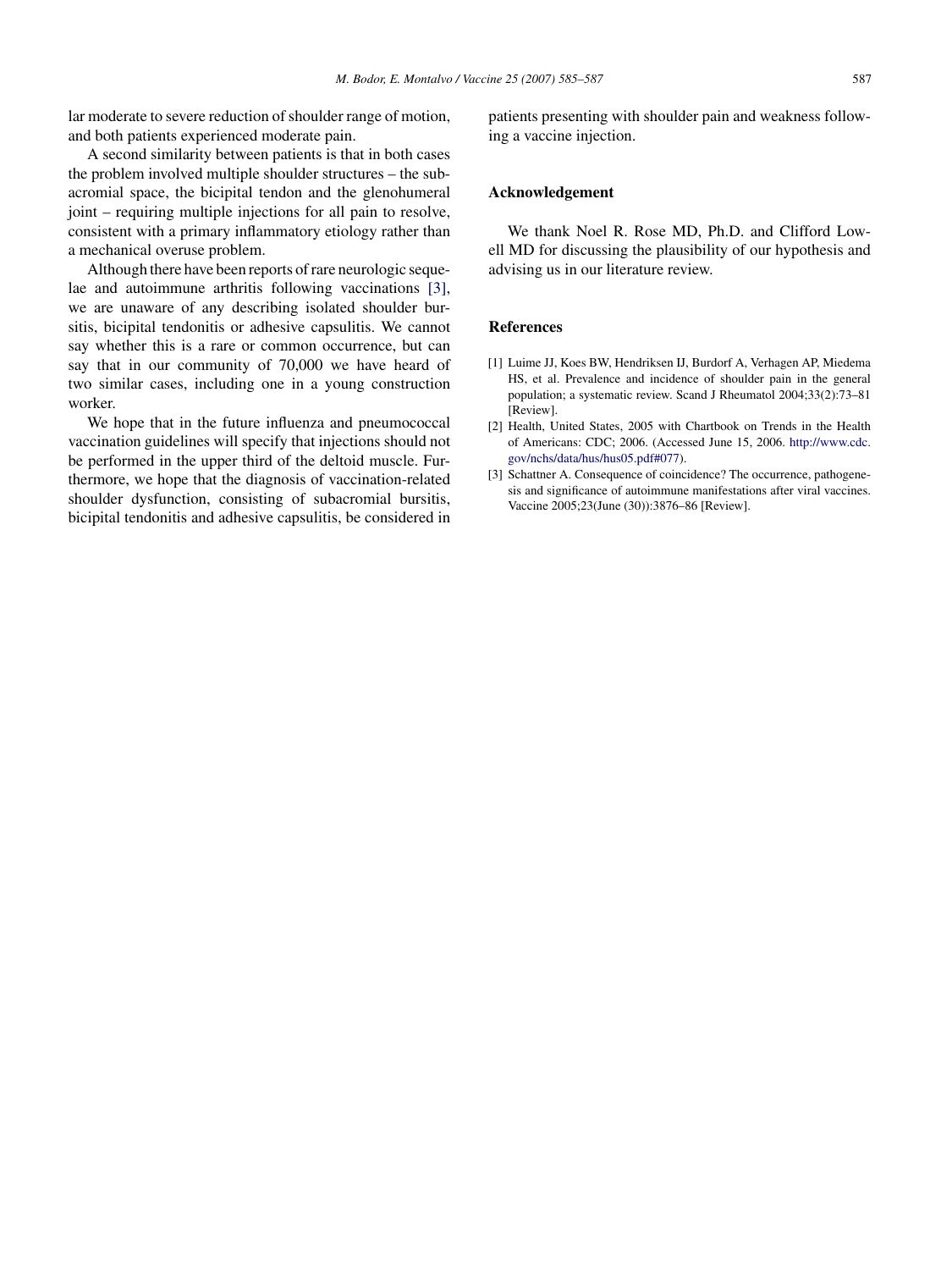lar moderate to severe reduction of shoulder range of motion, and both patients experienced moderate pain.

A second similarity between patients is that in both cases the problem involved multiple shoulder structures – the subacromial space, the bicipital tendon and the glenohumeral joint – requiring multiple injections for all pain to resolve, consistent with a primary inflammatory etiology rather than a mechanical overuse problem.

Although there have been reports of rare neurologic sequelae and autoimmune arthritis following vaccinations [3], we are unaware of any describing isolated shoulder bursitis, bicipital tendonitis or adhesive capsulitis. We cannot say whether this is a rare or common occurrence, but can say that in our community of 70,000 we have heard of two similar cases, including one in a young construction worker.

We hope that in the future influenza and pneumococcal vaccination guidelines will specify that injections should not be performed in the upper third of the deltoid muscle. Furthermore, we hope that the diagnosis of vaccination-related shoulder dysfunction, consisting of subacromial bursitis, bicipital tendonitis and adhesive capsulitis, be considered in patients presenting with shoulder pain and weakness following a vaccine injection.

## Acknowledgement

We thank Noel R. Rose MD, Ph.D. and Clifford Lowell MD for discussing the plausibility of our hypothesis and advising us in our literature review.

## References

[1] Luime JJ, Koes BW, Hendriksen IJ, Burdorf A, Verhagen AP, Miedema HS, et al. Prevalence and incidence of shoulder pain in the general population; a systematic review. Scand J Rheumatol 2004;33(2):73–81 [Review].

[2] Health, United States, 2005 with Chartbook on Trends in the Health of Americans: CDC; 2006. (Accessed June 15, 2006. http://www.cdc.gov/nchs/data/hus/hus05.pdf#077).

[3] Schattner A. Consequence of coincidence? The occurrence, pathogenesis and significance of autoimmune manifestations after viral vaccines. Vaccine 2005;23(June (30)):3876–86 [Review].